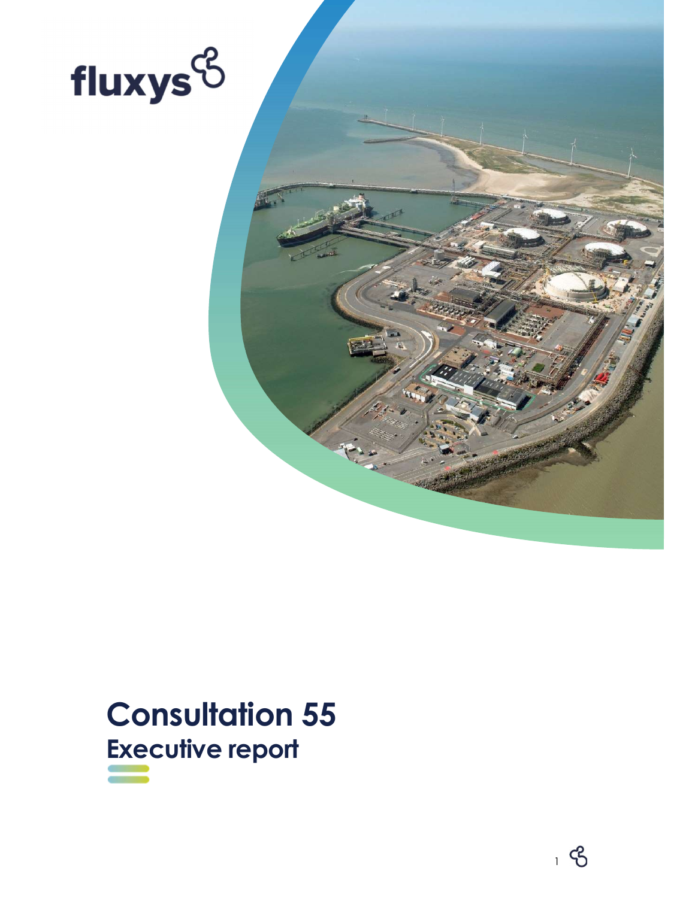fluxys

# Consultation 55

## Executive report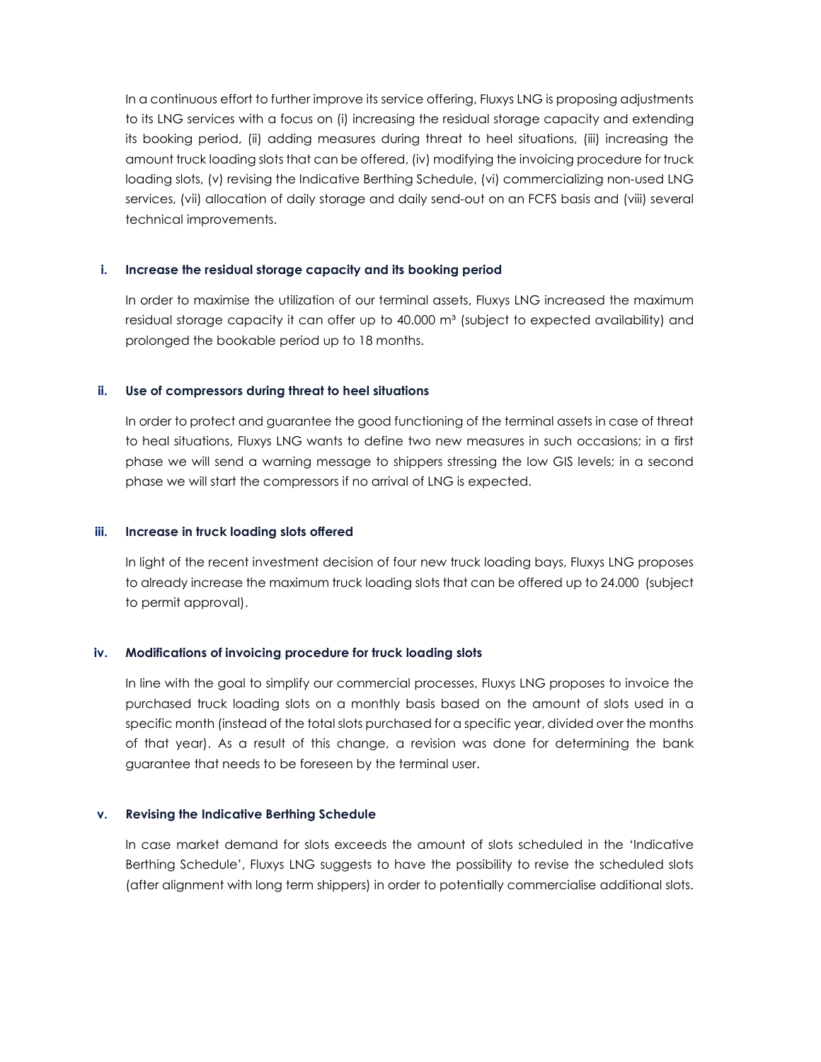In a continuous effort to further improve its service offering, Fluxys LNG is proposing adjustments to its LNG services with a focus on (i) increasing the residual storage capacity and extending its booking period, (ii) adding measures during threat to heel situations, (iii) increasing the amount truck loading slots that can be offered, (iv) modifying the invoicing procedure for truck loading slots, (v) revising the Indicative Berthing Schedule, (vi) commercializing non-used LNG services, (vii) allocation of daily storage and daily send-out on an FCFS basis and (viii) several technical improvements.

### i. Increase the residual storage capacity and its booking period

In order to maximise the utilization of our terminal assets, Fluxys LNG increased the maximum residual storage capacity it can offer up to 40.000 m³ (subject to expected availability) and prolonged the bookable period up to 18 months.

### ii. Use of compressors during threat to heel situations

In order to protect and guarantee the good functioning of the terminal assets in case of threat to heal situations, Fluxys LNG wants to define two new measures in such occasions; in a first phase we will send a warning message to shippers stressing the low GIS levels; in a second phase we will start the compressors if no arrival of LNG is expected.

### iii. Increase in truck loading slots offered

In light of the recent investment decision of four new truck loading bays, Fluxys LNG proposes to already increase the maximum truck loading slots that can be offered up to 24.000 (subject to permit approval).

### iv. Modifications of invoicing procedure for truck loading slots

In line with the goal to simplify our commercial processes, Fluxys LNG proposes to invoice the purchased truck loading slots on a monthly basis based on the amount of slots used in a specific month (instead of the total slots purchased for a specific year, divided over the months of that year). As a result of this change, a revision was done for determining the bank guarantee that needs to be foreseen by the terminal user.

### v. Revising the Indicative Berthing Schedule

In case market demand for slots exceeds the amount of slots scheduled in the 'Indicative Berthing Schedule', Fluxys LNG suggests to have the possibility to revise the scheduled slots (after alignment with long term shippers) in order to potentially commercialise additional slots.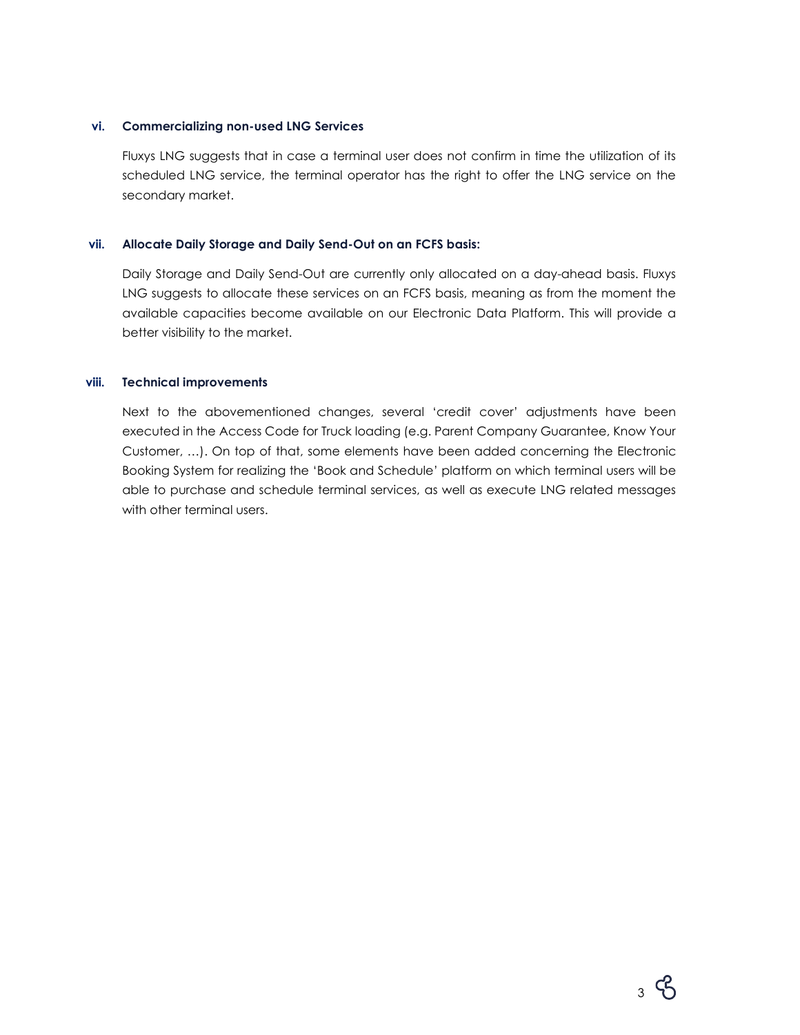### vi. Commercializing non-used LNG Services

Fluxys LNG suggests that in case a terminal user does not confirm in time the utilization of its scheduled LNG service, the terminal operator has the right to offer the LNG service on the secondary market.

### vii. Allocate Daily Storage and Daily Send-Out on an FCFS basis:

Daily Storage and Daily Send-Out are currently only allocated on a day-ahead basis. Fluxys LNG suggests to allocate these services on an FCFS basis, meaning as from the moment the available capacities become available on our Electronic Data Platform. This will provide a better visibility to the market.

### viii. Technical improvements

Next to the abovementioned changes, several 'credit cover' adjustments have been executed in the Access Code for Truck loading (e.g. Parent Company Guarantee, Know Your Customer, …). On top of that, some elements have been added concerning the Electronic Booking System for realizing the 'Book and Schedule' platform on which terminal users will be able to purchase and schedule terminal services, as well as execute LNG related messages with other terminal users.